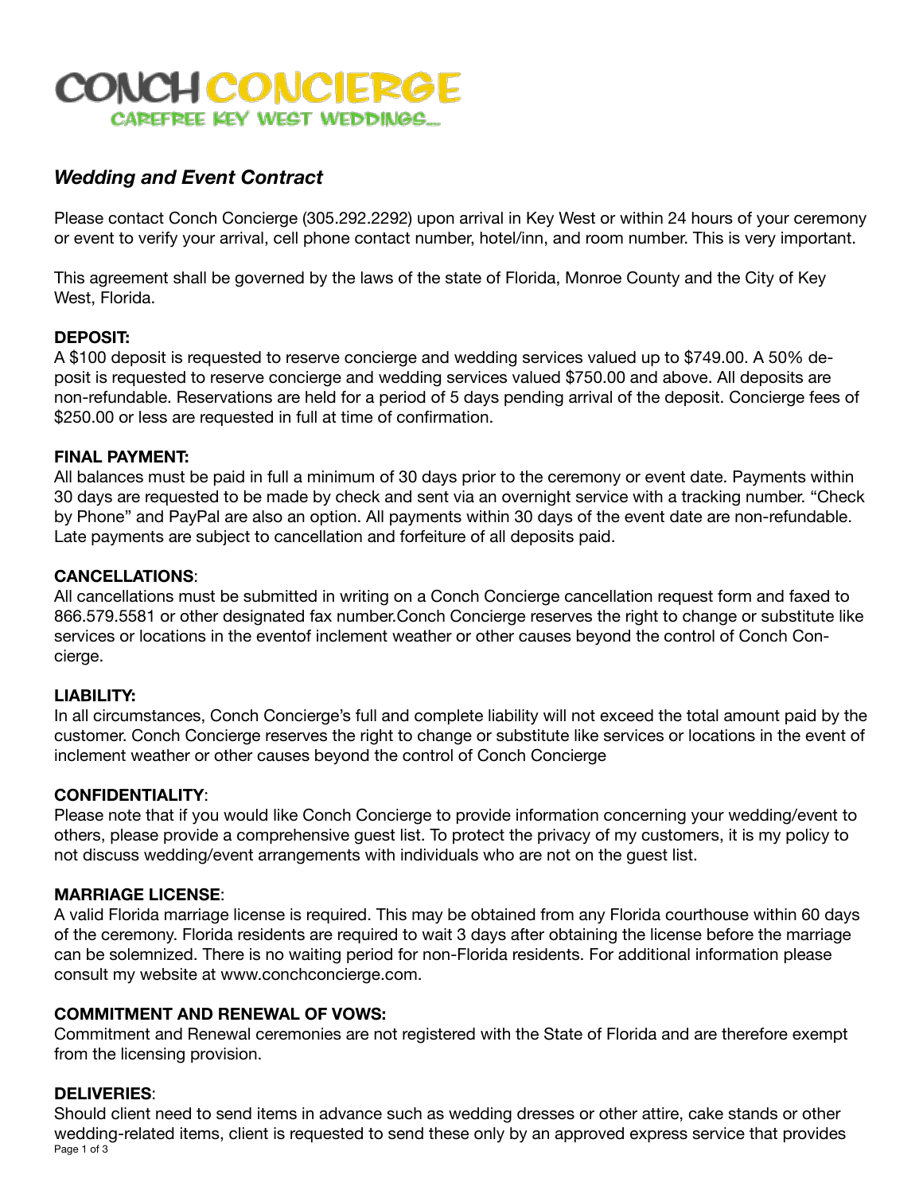# CONCH CONCIERGE

CAREFREE KEY WEST WEDDINGS...

## *Wedding and Event Contract*

Please contact Conch Concierge (305.292.2292) upon arrival in Key West or within 24 hours of your ceremony or event to verify your arrival, cell phone contact number, hotel/inn, and room number. This is very important.

This agreement shall be governed by the laws of the state of Florida, Monroe County and the City of Key West, Florida.

**DEPOSIT:**
A $100 deposit is requested to reserve concierge and wedding services valued up to $749.00. A 50% deposit is requested to reserve concierge and wedding services valued $750.00 and above. All deposits are non-refundable. Reservations are held for a period of 5 days pending arrival of the deposit. Concierge fees of $250.00 or less are requested in full at time of confirmation.

**FINAL PAYMENT:**
All balances must be paid in full a minimum of 30 days prior to the ceremony or event date. Payments within 30 days are requested to be made by check and sent via an overnight service with a tracking number. "Check by Phone" and PayPal are also an option. All payments within 30 days of the event date are non-refundable. Late payments are subject to cancellation and forfeiture of all deposits paid.

**CANCELLATIONS**:
All cancellations must be submitted in writing on a Conch Concierge cancellation request form and faxed to 866.579.5581 or other designated fax number.Conch Concierge reserves the right to change or substitute like services or locations in the eventof inclement weather or other causes beyond the control of Conch Concierge.

**LIABILITY:**
In all circumstances, Conch Concierge's full and complete liability will not exceed the total amount paid by the customer. Conch Concierge reserves the right to change or substitute like services or locations in the event of inclement weather or other causes beyond the control of Conch Concierge

**CONFIDENTIALITY**:
Please note that if you would like Conch Concierge to provide information concerning your wedding/event to others, please provide a comprehensive guest list. To protect the privacy of my customers, it is my policy to not discuss wedding/event arrangements with individuals who are not on the guest list.

**MARRIAGE LICENSE**:
A valid Florida marriage license is required. This may be obtained from any Florida courthouse within 60 days of the ceremony. Florida residents are required to wait 3 days after obtaining the license before the marriage can be solemnized. There is no waiting period for non-Florida residents. For additional information please consult my website at www.conchconcierge.com.

**COMMITMENT AND RENEWAL OF VOWS:**
Commitment and Renewal ceremonies are not registered with the State of Florida and are therefore exempt from the licensing provision.

**DELIVERIES**:
Should client need to send items in advance such as wedding dresses or other attire, cake stands or other wedding-related items, client is requested to send these only by an approved express service that provides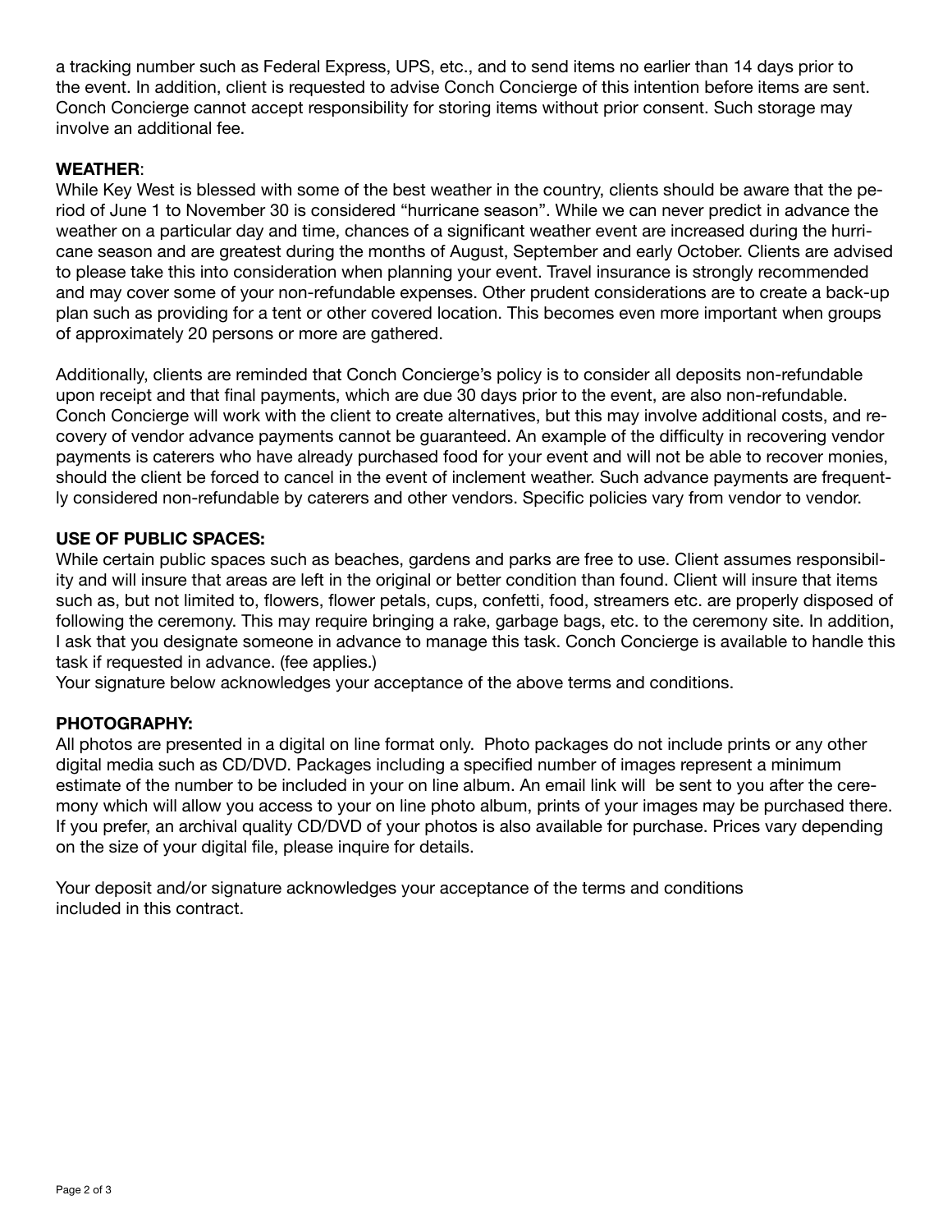a tracking number such as Federal Express, UPS, etc., and to send items no earlier than 14 days prior to the event. In addition, client is requested to advise Conch Concierge of this intention before items are sent. Conch Concierge cannot accept responsibility for storing items without prior consent. Such storage may involve an additional fee.

**WEATHER**:

While Key West is blessed with some of the best weather in the country, clients should be aware that the period of June 1 to November 30 is considered "hurricane season". While we can never predict in advance the weather on a particular day and time, chances of a significant weather event are increased during the hurricane season and are greatest during the months of August, September and early October. Clients are advised to please take this into consideration when planning your event. Travel insurance is strongly recommended and may cover some of your non-refundable expenses. Other prudent considerations are to create a back-up plan such as providing for a tent or other covered location. This becomes even more important when groups of approximately 20 persons or more are gathered.

Additionally, clients are reminded that Conch Concierge's policy is to consider all deposits non-refundable upon receipt and that final payments, which are due 30 days prior to the event, are also non-refundable. Conch Concierge will work with the client to create alternatives, but this may involve additional costs, and recovery of vendor advance payments cannot be guaranteed. An example of the difficulty in recovering vendor payments is caterers who have already purchased food for your event and will not be able to recover monies, should the client be forced to cancel in the event of inclement weather. Such advance payments are frequently considered non-refundable by caterers and other vendors. Specific policies vary from vendor to vendor.

**USE OF PUBLIC SPACES:**

While certain public spaces such as beaches, gardens and parks are free to use. Client assumes responsibility and will insure that areas are left in the original or better condition than found. Client will insure that items such as, but not limited to, flowers, flower petals, cups, confetti, food, streamers etc. are properly disposed of following the ceremony. This may require bringing a rake, garbage bags, etc. to the ceremony site. In addition, I ask that you designate someone in advance to manage this task. Conch Concierge is available to handle this task if requested in advance. (fee applies.)

Your signature below acknowledges your acceptance of the above terms and conditions.

**PHOTOGRAPHY:**

All photos are presented in a digital on line format only. Photo packages do not include prints or any other digital media such as CD/DVD. Packages including a specified number of images represent a minimum estimate of the number to be included in your on line album. An email link will be sent to you after the ceremony which will allow you access to your on line photo album, prints of your images may be purchased there. If you prefer, an archival quality CD/DVD of your photos is also available for purchase. Prices vary depending on the size of your digital file, please inquire for details.

Your deposit and/or signature acknowledges your acceptance of the terms and conditions included in this contract.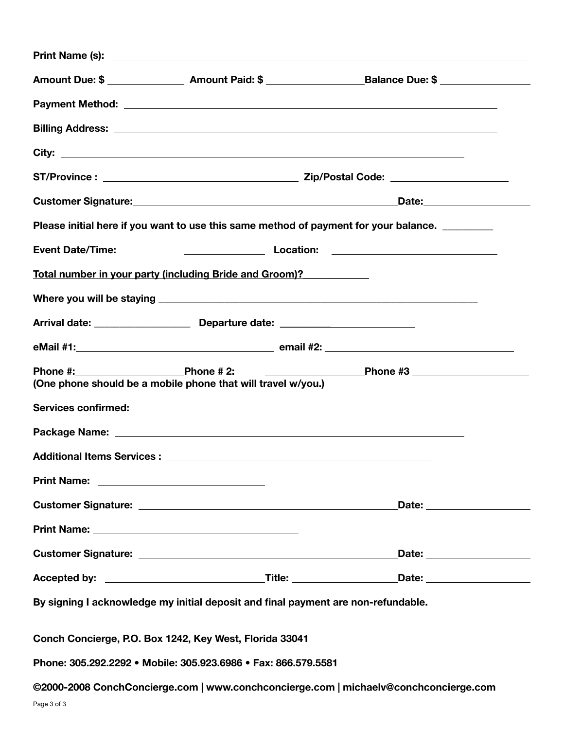**Print Name (s):** ______________________________________________

**Amount Due: $** ____________ **Amount Paid: $** ______________ **Balance Due: $** ______________

**Payment Method:** ______________________________________________

**Billing Address:** ______________________________________________

**City:** ______________________________________________

**ST/Province :** ______________________ **Zip/Postal Code:** ______________

**Customer Signature:** ______________________________ **Date:** ______________

**Please initial here if you want to use this same method of payment for your balance.** ________

**Event Date/Time:** ____________ **Location:** ______________________

**<u>Total number in your party (including Bride and Groom)?</u>** __________

**Where you will be staying** ______________________________________________

**Arrival date:** ______________ **Departure date:** ______________

**eMail #1:** ______________________ **email #2:** ______________________

**Phone #:** ______________ **Phone # 2:** ______________ **Phone #3** ______________
**(One phone should be a mobile phone that will travel w/you.)**

**Services confirmed:**

**Package Name:** ______________________________________________

**Additional Items Services :** ______________________________________________

**Print Name:** ______________________

**Customer Signature:** ______________________________ **Date:** ______________

**Print Name:** ______________________

**Customer Signature:** ______________________________ **Date:** ______________

**Accepted by:** ______________________ **Title:** ______________ **Date:** ______________

**By signing I acknowledge my initial deposit and final payment are non-refundable.**

**Conch Concierge, P.O. Box 1242, Key West, Florida 33041**

**Phone: 305.292.2292 • Mobile: 305.923.6986 • Fax: 866.579.5581**

**©2000-2008 ConchConcierge.com | www.conchconcierge.com | michaelv@conchconcierge.com**